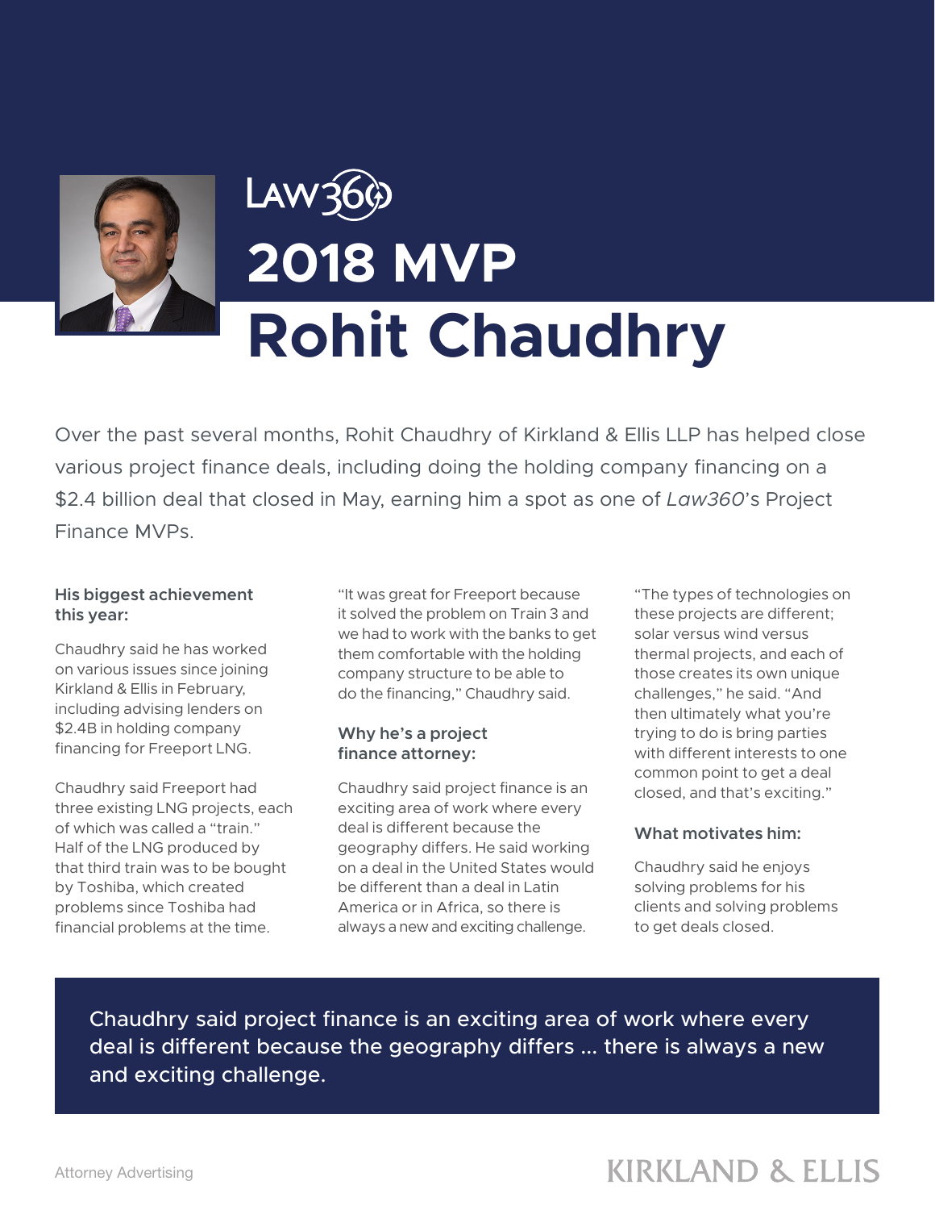Law360

# 2018 MVP

# Rohit Chaudhry

Over the past several months, Rohit Chaudhry of Kirkland & Ellis LLP has helped close various project finance deals, including doing the holding company financing on a $2.4 billion deal that closed in May, earning him a spot as one of *Law360*'s Project Finance MVPs.

### His biggest achievement this year:

Chaudhry said he has worked on various issues since joining Kirkland & Ellis in February, including advising lenders on $2.4B in holding company financing for Freeport LNG.

Chaudhry said Freeport had three existing LNG projects, each of which was called a "train." Half of the LNG produced by that third train was to be bought by Toshiba, which created problems since Toshiba had financial problems at the time.

"It was great for Freeport because it solved the problem on Train 3 and we had to work with the banks to get them comfortable with the holding company structure to be able to do the financing," Chaudhry said.

### Why he's a project finance attorney:

Chaudhry said project finance is an exciting area of work where every deal is different because the geography differs. He said working on a deal in the United States would be different than a deal in Latin America or in Africa, so there is always a new and exciting challenge.

"The types of technologies on these projects are different; solar versus wind versus thermal projects, and each of those creates its own unique challenges," he said. "And then ultimately what you're trying to do is bring parties with different interests to one common point to get a deal closed, and that's exciting."

### What motivates him:

Chaudhry said he enjoys solving problems for his clients and solving problems to get deals closed.

> Chaudhry said project finance is an exciting area of work where every deal is different because the geography differs ... there is always a new and exciting challenge.

Attorney Advertising

KIRKLAND & ELLIS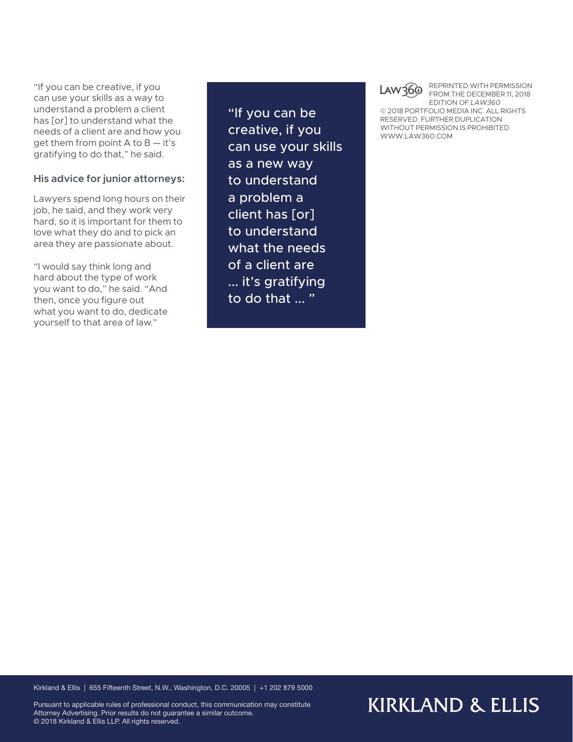"If you can be creative, if you can use your skills as a way to understand a problem a client has [or] to understand what the needs of a client are and how you get them from point A to B — it's gratifying to do that," he said.

**His advice for junior attorneys:**

Lawyers spend long hours on their job, he said, and they work very hard, so it is important for them to love what they do and to pick an area they are passionate about.

"I would say think long and hard about the type of work you want to do," he said. "And then, once you figure out what you want to do, dedicate yourself to that area of law."

> "If you can be creative, if you can use your skills as a new way to understand a problem a client has [or] to understand what the needs of a client are … it's gratifying to do that … "

LAW360 REPRINTED WITH PERMISSION FROM THE DECEMBER 11, 2018 EDITION OF *LAW360*
© 2018 PORTFOLIO MEDIA INC. ALL RIGHTS RESERVED. FURTHER DUPLICATION WITHOUT PERMISSION IS PROHIBITED. WWW.LAW360.COM

Kirkland & Ellis | 655 Fifteenth Street, N.W., Washington, D.C. 20005 | +1 202 879 5000

Pursuant to applicable rules of professional conduct, this communication may constitute Attorney Advertising. Prior results do not guarantee a similar outcome.
© 2018 Kirkland & Ellis LLP. All rights reserved.

KIRKLAND & ELLIS